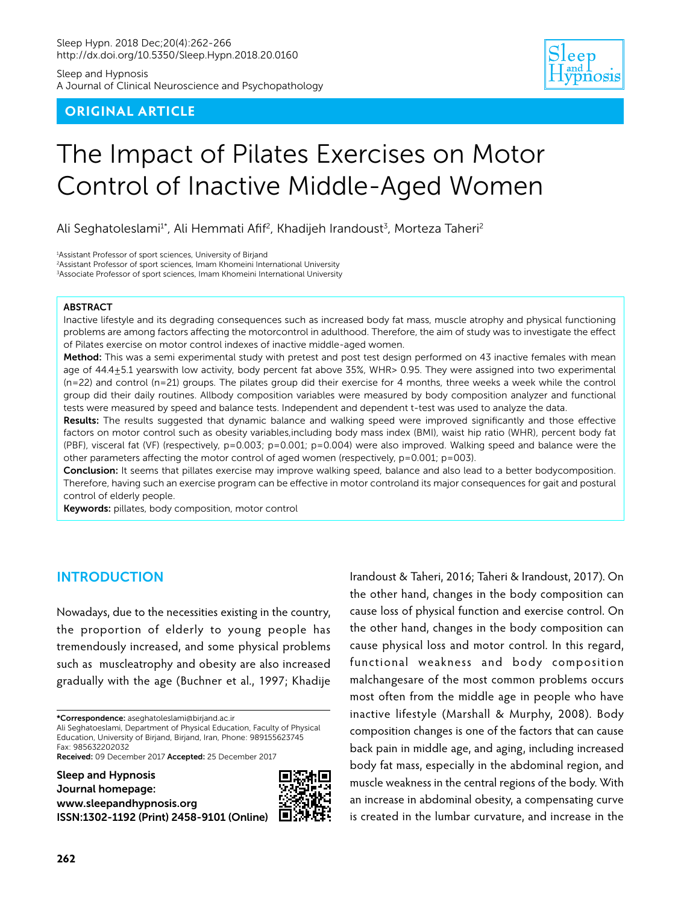Sleep Hypn. 2018 Dec;20(4):262-266
http://dx.doi.org/10.5350/Sleep.Hypn.2018.20.0160

Sleep and Hypnosis
A Journal of Clinical Neuroscience and Psychopathology

**ORIGINAL ARTICLE**

# The Impact of Pilates Exercises on Motor Control of Inactive Middle-Aged Women

Ali Seghatoleslami[1*], Ali Hemmati Afif[2], Khadijeh Irandoust[3], Morteza Taheri[2]

[1]Assistant Professor of sport sciences, University of Birjand
[2]Assistant Professor of sport sciences, Imam Khomeini International University
[3]Associate Professor of sport sciences, Imam Khomeini International University

## ABSTRACT

Inactive lifestyle and its degrading consequences such as increased body fat mass, muscle atrophy and physical functioning problems are among factors affecting the motorcontrol in adulthood. Therefore, the aim of study was to investigate the effect of Pilates exercise on motor control indexes of inactive middle-aged women.

**Method:** This was a semi experimental study with pretest and post test design performed on 43 inactive females with mean age of 44.4±5.1 yearswith low activity, body percent fat above 35%, WHR> 0.95. They were assigned into two experimental (n=22) and control (n=21) groups. The pilates group did their exercise for 4 months, three weeks a week while the control group did their daily routines. Allbody composition variables were measured by body composition analyzer and functional tests were measured by speed and balance tests. Independent and dependent t-test was used to analyze the data.

**Results:** The results suggested that dynamic balance and walking speed were improved significantly and those effective factors on motor control such as obesity variables,including body mass index (BMI), waist hip ratio (WHR), percent body fat (PBF), visceral fat (VF) (respectively, p=0.003; p=0.001; p=0.004) were also improved. Walking speed and balance were the other parameters affecting the motor control of aged women (respectively, p=0.001; p=003).

**Conclusion:** It seems that pillates exercise may improve walking speed, balance and also lead to a better bodycomposition. Therefore, having such an exercise program can be effective in motor controland its major consequences for gait and postural control of elderly people.

**Keywords:** pillates, body composition, motor control

## INTRODUCTION

Nowadays, due to the necessities existing in the country, the proportion of elderly to young people has tremendously increased, and some physical problems such as muscleatrophy and obesity are also increased gradually with the age (Buchner et al., 1997; Khadije Irandoust & Taheri, 2016; Taheri & Irandoust, 2017). On the other hand, changes in the body composition can cause loss of physical function and exercise control. On the other hand, changes in the body composition can cause physical loss and motor control. In this regard, functional weakness and body composition malchangesare of the most common problems occurs most often from the middle age in people who have inactive lifestyle (Marshall & Murphy, 2008). Body composition changes is one of the factors that can cause back pain in middle age, and aging, including increased body fat mass, especially in the abdominal region, and muscle weakness in the central regions of the body. With an increase in abdominal obesity, a compensating curve is created in the lumbar curvature, and increase in the

**\*Correspondence:** aseghatoleslami@birjand.ac.ir
Ali Seghatoleslami, Department of Physical Education, Faculty of Physical Education, University of Birjand, Birjand, Iran, Phone: 989155623745
Fax: 985632202032
**Received:** 09 December 2017 **Accepted:** 25 December 2017

**Sleep and Hypnosis**
**Journal homepage:**
**www.sleepandhypnosis.org**
**ISSN:1302-1192 (Print) 2458-9101 (Online)**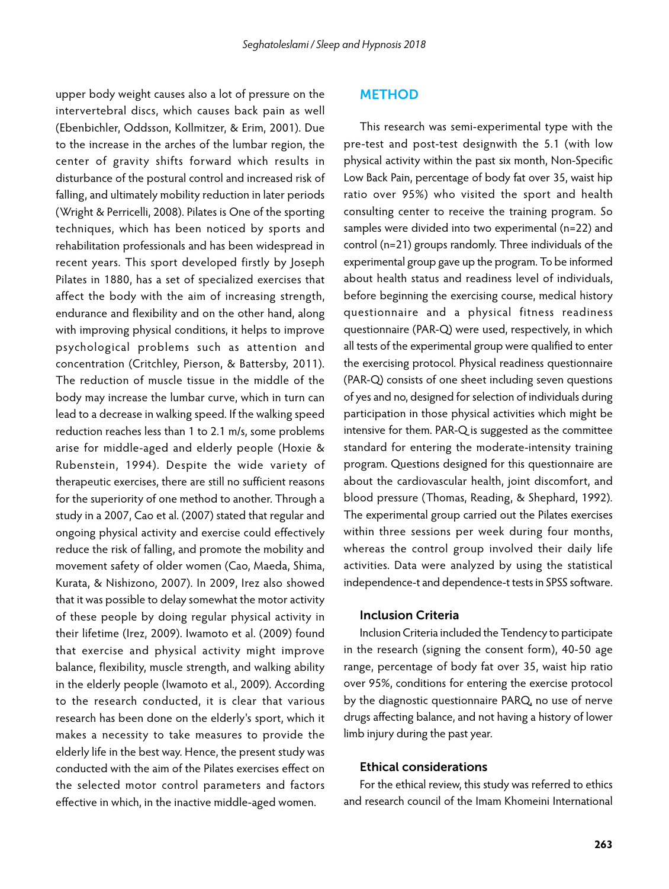upper body weight causes also a lot of pressure on the intervertebral discs, which causes back pain as well (Ebenbichler, Oddsson, Kollmitzer, & Erim, 2001). Due to the increase in the arches of the lumbar region, the center of gravity shifts forward which results in disturbance of the postural control and increased risk of falling, and ultimately mobility reduction in later periods (Wright & Perricelli, 2008). Pilates is One of the sporting techniques, which has been noticed by sports and rehabilitation professionals and has been widespread in recent years. This sport developed firstly by Joseph Pilates in 1880, has a set of specialized exercises that affect the body with the aim of increasing strength, endurance and flexibility and on the other hand, along with improving physical conditions, it helps to improve psychological problems such as attention and concentration (Critchley, Pierson, & Battersby, 2011). The reduction of muscle tissue in the middle of the body may increase the lumbar curve, which in turn can lead to a decrease in walking speed. If the walking speed reduction reaches less than 1 to 2.1 m/s, some problems arise for middle-aged and elderly people (Hoxie & Rubenstein, 1994). Despite the wide variety of therapeutic exercises, there are still no sufficient reasons for the superiority of one method to another. Through a study in a 2007, Cao et al. (2007) stated that regular and ongoing physical activity and exercise could effectively reduce the risk of falling, and promote the mobility and movement safety of older women (Cao, Maeda, Shima, Kurata, & Nishizono, 2007). In 2009, Irez also showed that it was possible to delay somewhat the motor activity of these people by doing regular physical activity in their lifetime (Irez, 2009). Iwamoto et al. (2009) found that exercise and physical activity might improve balance, flexibility, muscle strength, and walking ability in the elderly people (Iwamoto et al., 2009). According to the research conducted, it is clear that various research has been done on the elderly's sport, which it makes a necessity to take measures to provide the elderly life in the best way. Hence, the present study was conducted with the aim of the Pilates exercises effect on the selected motor control parameters and factors effective in which, in the inactive middle-aged women.

## METHOD

This research was semi-experimental type with the pre-test and post-test designwith the 5.1 (with low physical activity within the past six month, Non-Specific Low Back Pain, percentage of body fat over 35, waist hip ratio over 95%) who visited the sport and health consulting center to receive the training program. So samples were divided into two experimental (n=22) and control (n=21) groups randomly. Three individuals of the experimental group gave up the program. To be informed about health status and readiness level of individuals, before beginning the exercising course, medical history questionnaire and a physical fitness readiness questionnaire (PAR-Q) were used, respectively, in which all tests of the experimental group were qualified to enter the exercising protocol. Physical readiness questionnaire (PAR-Q) consists of one sheet including seven questions of yes and no, designed for selection of individuals during participation in those physical activities which might be intensive for them. PAR-Q is suggested as the committee standard for entering the moderate-intensity training program. Questions designed for this questionnaire are about the cardiovascular health, joint discomfort, and blood pressure (Thomas, Reading, & Shephard, 1992). The experimental group carried out the Pilates exercises within three sessions per week during four months, whereas the control group involved their daily life activities. Data were analyzed by using the statistical independence-t and dependence-t tests in SPSS software.

### Inclusion Criteria

Inclusion Criteria included the Tendency to participate in the research (signing the consent form), 40-50 age range, percentage of body fat over 35, waist hip ratio over 95%, conditions for entering the exercise protocol by the diagnostic questionnaire PARQ, no use of nerve drugs affecting balance, and not having a history of lower limb injury during the past year.

### Ethical considerations

For the ethical review, this study was referred to ethics and research council of the Imam Khomeini International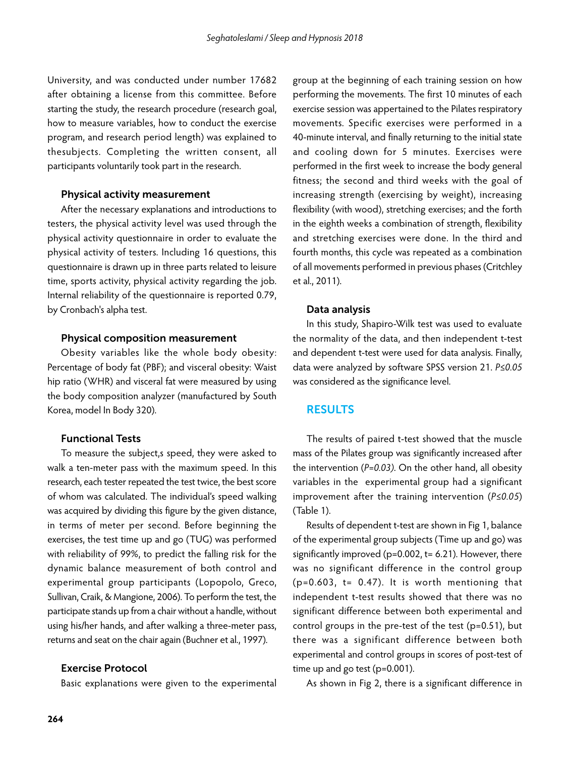University, and was conducted under number 17682 after obtaining a license from this committee. Before starting the study, the research procedure (research goal, how to measure variables, how to conduct the exercise program, and research period length) was explained to thesubjects. Completing the written consent, all participants voluntarily took part in the research.

### Physical activity measurement

After the necessary explanations and introductions to testers, the physical activity level was used through the physical activity questionnaire in order to evaluate the physical activity of testers. Including 16 questions, this questionnaire is drawn up in three parts related to leisure time, sports activity, physical activity regarding the job. Internal reliability of the questionnaire is reported 0.79, by Cronbach's alpha test.

### Physical composition measurement

Obesity variables like the whole body obesity: Percentage of body fat (PBF); and visceral obesity: Waist hip ratio (WHR) and visceral fat were measured by using the body composition analyzer (manufactured by South Korea, model In Body 320).

### Functional Tests

To measure the subject,s speed, they were asked to walk a ten-meter pass with the maximum speed. In this research, each tester repeated the test twice, the best score of whom was calculated. The individual's speed walking was acquired by dividing this figure by the given distance, in terms of meter per second. Before beginning the exercises, the test time up and go (TUG) was performed with reliability of 99%, to predict the falling risk for the dynamic balance measurement of both control and experimental group participants (Lopopolo, Greco, Sullivan, Craik, & Mangione, 2006). To perform the test, the participate stands up from a chair without a handle, without using his/her hands, and after walking a three-meter pass, returns and seat on the chair again (Buchner et al., 1997).

### Exercise Protocol

Basic explanations were given to the experimental group at the beginning of each training session on how performing the movements. The first 10 minutes of each exercise session was appertained to the Pilates respiratory movements. Specific exercises were performed in a 40-minute interval, and finally returning to the initial state and cooling down for 5 minutes. Exercises were performed in the first week to increase the body general fitness; the second and third weeks with the goal of increasing strength (exercising by weight), increasing flexibility (with wood), stretching exercises; and the forth in the eighth weeks a combination of strength, flexibility and stretching exercises were done. In the third and fourth months, this cycle was repeated as a combination of all movements performed in previous phases (Critchley et al., 2011).

### Data analysis

In this study, Shapiro-Wilk test was used to evaluate the normality of the data, and then independent t-test and dependent t-test were used for data analysis. Finally, data were analyzed by software SPSS version 21. $P \leq 0.05$ was considered as the significance level.

## RESULTS

The results of paired t-test showed that the muscle mass of the Pilates group was significantly increased after the intervention ($P=0.03$). On the other hand, all obesity variables in the experimental group had a significant improvement after the training intervention ($P \leq 0.05$) (Table 1).

Results of dependent t-test are shown in Fig 1, balance of the experimental group subjects (Time up and go) was significantly improved ($p=0.002$, $t= 6.21$). However, there was no significant difference in the control group ($p=0.603$, $t= 0.47$). It is worth mentioning that independent t-test results showed that there was no significant difference between both experimental and control groups in the pre-test of the test ($p=0.51$), but there was a significant difference between both experimental and control groups in scores of post-test of time up and go test ($p=0.001$).

As shown in Fig 2, there is a significant difference in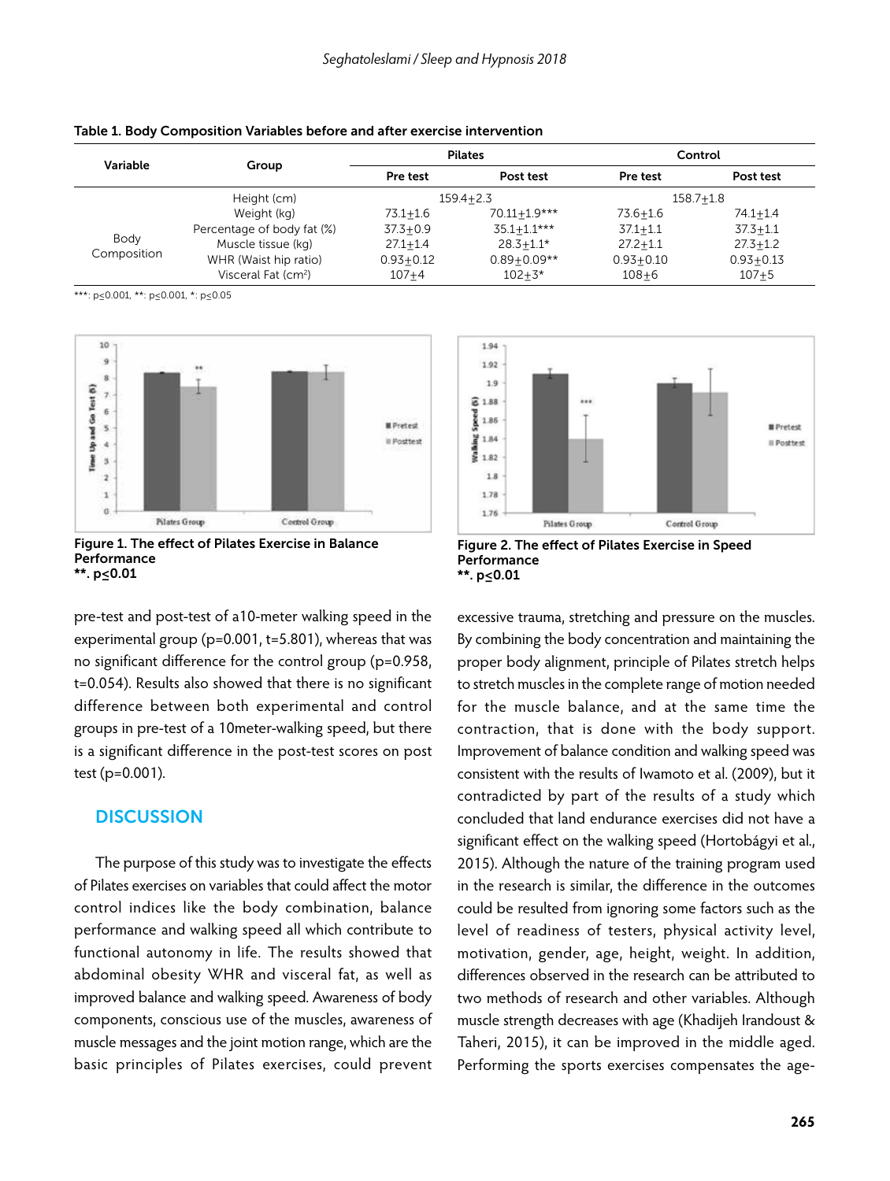**Table 1. Body Composition Variables before and after exercise intervention**

| Variable | Group | Pilates | | Control | |
|---|---|---|---|---|---|
| | | Pre test | Post test | Pre test | Post test |
| Body Composition | Height (cm) | 159.4±2.3 | | 158.7±1.8 | |
| | Weight (kg) | 73.1±1.6 | 70.11±1.9*** | 73.6±1.6 | 74.1±1.4 |
| | Percentage of body fat (%) | 37.3±0.9 | 35.1±1.1*** | 37.1±1.1 | 37.3±1.1 |
| | Muscle tissue (kg) | 27.1±1.4 | 28.3±1.1* | 27.2±1.1 | 27.3±1.2 |
| | WHR (Waist hip ratio) | 0.93±0.12 | 0.89±0.09** | 0.93±0.10 | 0.93±0.13 |
| | Visceral Fat ($cm^2$) | 107±4 | 102±3* | 108±6 | 107±5 |

***: p≤0.001, **: p≤0.001, *: p≤0.05

**Figure 1. The effect of Pilates Exercise in Balance Performance**
**\*\*. p≤0.01**

**Figure 2. The effect of Pilates Exercise in Speed Performance**
**\*\*. p≤0.01**

pre-test and post-test of a10-meter walking speed in the experimental group (p=0.001, t=5.801), whereas that was no significant difference for the control group (p=0.958, t=0.054). Results also showed that there is no significant difference between both experimental and control groups in pre-test of a 10meter-walking speed, but there is a significant difference in the post-test scores on post test (p=0.001).

## DISCUSSION

The purpose of this study was to investigate the effects of Pilates exercises on variables that could affect the motor control indices like the body combination, balance performance and walking speed all which contribute to functional autonomy in life. The results showed that abdominal obesity WHR and visceral fat, as well as improved balance and walking speed. Awareness of body components, conscious use of the muscles, awareness of muscle messages and the joint motion range, which are the basic principles of Pilates exercises, could prevent excessive trauma, stretching and pressure on the muscles. By combining the body concentration and maintaining the proper body alignment, principle of Pilates stretch helps to stretch muscles in the complete range of motion needed for the muscle balance, and at the same time the contraction, that is done with the body support. Improvement of balance condition and walking speed was consistent with the results of Iwamoto et al. (2009), but it contradicted by part of the results of a study which concluded that land endurance exercises did not have a significant effect on the walking speed (Hortobágyi et al., 2015). Although the nature of the training program used in the research is similar, the difference in the outcomes could be resulted from ignoring some factors such as the level of readiness of testers, physical activity level, motivation, gender, age, height, weight. In addition, differences observed in the research can be attributed to two methods of research and other variables. Although muscle strength decreases with age (Khadijeh Irandoust & Taheri, 2015), it can be improved in the middle aged. Performing the sports exercises compensates the age-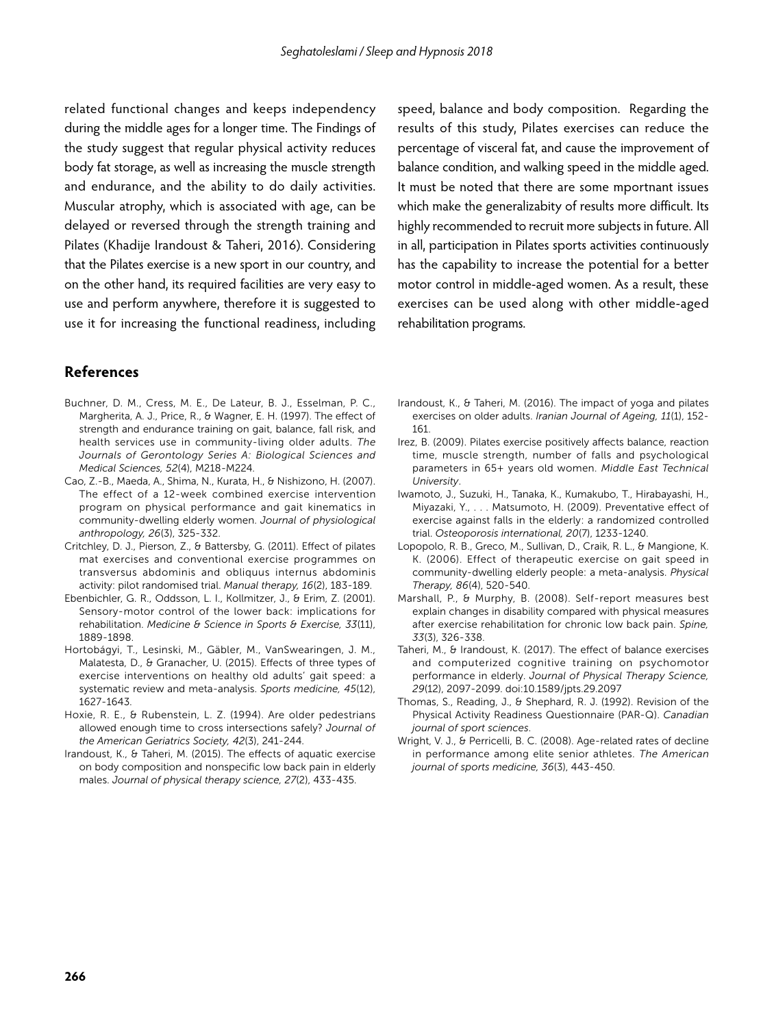related functional changes and keeps independency during the middle ages for a longer time. The Findings of the study suggest that regular physical activity reduces body fat storage, as well as increasing the muscle strength and endurance, and the ability to do daily activities. Muscular atrophy, which is associated with age, can be delayed or reversed through the strength training and Pilates (Khadije Irandoust & Taheri, 2016). Considering that the Pilates exercise is a new sport in our country, and on the other hand, its required facilities are very easy to use and perform anywhere, therefore it is suggested to use it for increasing the functional readiness, including speed, balance and body composition. Regarding the results of this study, Pilates exercises can reduce the percentage of visceral fat, and cause the improvement of balance condition, and walking speed in the middle aged. It must be noted that there are some mportnant issues which make the generalizabity of results more difficult. Its highly recommended to recruit more subjects in future. All in all, participation in Pilates sports activities continuously has the capability to increase the potential for a better motor control in middle-aged women. As a result, these exercises can be used along with other middle-aged rehabilitation programs.

## References

Buchner, D. M., Cress, M. E., De Lateur, B. J., Esselman, P. C., Margherita, A. J., Price, R., & Wagner, E. H. (1997). The effect of strength and endurance training on gait, balance, fall risk, and health services use in community-living older adults. *The Journals of Gerontology Series A: Biological Sciences and Medical Sciences, 52*(4), M218-M224.

Cao, Z.-B., Maeda, A., Shima, N., Kurata, H., & Nishizono, H. (2007). The effect of a 12-week combined exercise intervention program on physical performance and gait kinematics in community-dwelling elderly women. *Journal of physiological anthropology, 26*(3), 325-332.

Critchley, D. J., Pierson, Z., & Battersby, G. (2011). Effect of pilates mat exercises and conventional exercise programmes on transversus abdominis and obliquus internus abdominis activity: pilot randomised trial. *Manual therapy, 16*(2), 183-189.

Ebenbichler, G. R., Oddsson, L. I., Kollmitzer, J., & Erim, Z. (2001). Sensory-motor control of the lower back: implications for rehabilitation. *Medicine & Science in Sports & Exercise, 33*(11), 1889-1898.

Hortobágyi, T., Lesinski, M., Gäbler, M., VanSwearingen, J. M., Malatesta, D., & Granacher, U. (2015). Effects of three types of exercise interventions on healthy old adults' gait speed: a systematic review and meta-analysis. *Sports medicine, 45*(12), 1627-1643.

Hoxie, R. E., & Rubenstein, L. Z. (1994). Are older pedestrians allowed enough time to cross intersections safely? *Journal of the American Geriatrics Society, 42*(3), 241-244.

Irandoust, K., & Taheri, M. (2015). The effects of aquatic exercise on body composition and nonspecific low back pain in elderly males. *Journal of physical therapy science, 27*(2), 433-435.

Irandoust, K., & Taheri, M. (2016). The impact of yoga and pilates exercises on older adults. *Iranian Journal of Ageing, 11*(1), 152-161.

Irez, B. (2009). Pilates exercise positively affects balance, reaction time, muscle strength, number of falls and psychological parameters in 65+ years old women. *Middle East Technical University*.

Iwamoto, J., Suzuki, H., Tanaka, K., Kumakubo, T., Hirabayashi, H., Miyazaki, Y., . . . Matsumoto, H. (2009). Preventative effect of exercise against falls in the elderly: a randomized controlled trial. *Osteoporosis international, 20*(7), 1233-1240.

Lopopolo, R. B., Greco, M., Sullivan, D., Craik, R. L., & Mangione, K. K. (2006). Effect of therapeutic exercise on gait speed in community-dwelling elderly people: a meta-analysis. *Physical Therapy, 86*(4), 520-540.

Marshall, P., & Murphy, B. (2008). Self-report measures best explain changes in disability compared with physical measures after exercise rehabilitation for chronic low back pain. *Spine, 33*(3), 326-338.

Taheri, M., & Irandoust, K. (2017). The effect of balance exercises and computerized cognitive training on psychomotor performance in elderly. *Journal of Physical Therapy Science, 29*(12), 2097-2099. doi:10.1589/jpts.29.2097

Thomas, S., Reading, J., & Shephard, R. J. (1992). Revision of the Physical Activity Readiness Questionnaire (PAR-Q). *Canadian journal of sport sciences*.

Wright, V. J., & Perricelli, B. C. (2008). Age-related rates of decline in performance among elite senior athletes. *The American journal of sports medicine, 36*(3), 443-450.